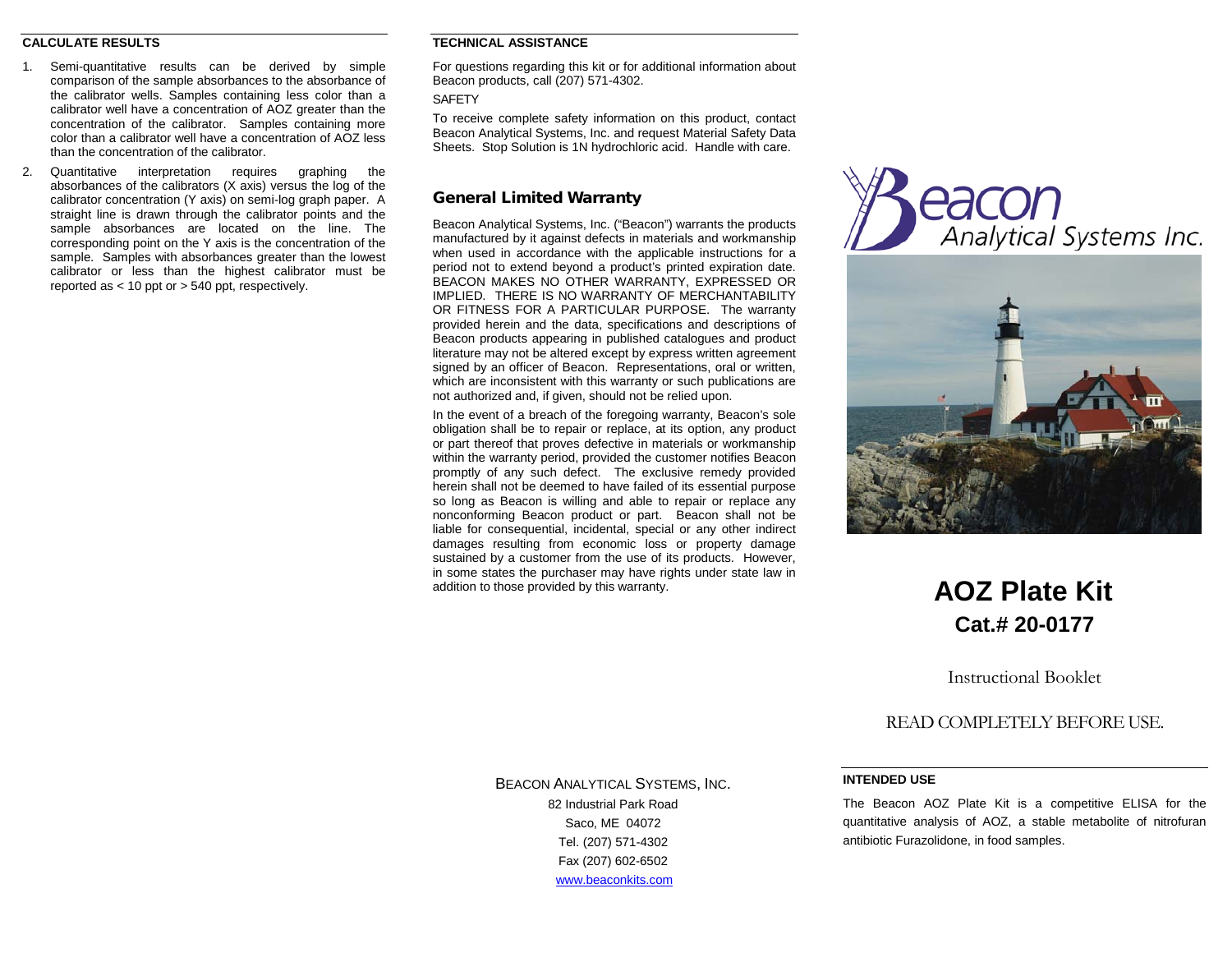## CALCULATE RESULTS

1. Semi-quantitative results can be derived by simple comparison of the sample absorbances to the absorbance of the calibrator wells. Samples containing less color than a calibrator well have a concentration of AOZ greater than the concentration of the calibrator. Samples containing more color than a calibrator well have a concentration of AOZ less than the concentration of the calibrator.
2. Quantitative interpretation requires graphing the absorbances of the calibrators (X axis) versus the log of the calibrator concentration (Y axis) on semi-log graph paper. A straight line is drawn through the calibrator points and the sample absorbances are located on the line. The corresponding point on the Y axis is the concentration of the sample. Samples with absorbances greater than the lowest calibrator or less than the highest calibrator must be reported as < 10 ppt or > 540 ppt, respectively.

## TECHNICAL ASSISTANCE

For questions regarding this kit or for additional information about Beacon products, call (207) 571-4302.

SAFETY

To receive complete safety information on this product, contact Beacon Analytical Systems, Inc. and request Material Safety Data Sheets. Stop Solution is 1N hydrochloric acid. Handle with care.

## General Limited Warranty

Beacon Analytical Systems, Inc. ("Beacon") warrants the products manufactured by it against defects in materials and workmanship when used in accordance with the applicable instructions for a period not to extend beyond a product's printed expiration date. BEACON MAKES NO OTHER WARRANTY, EXPRESSED OR IMPLIED. THERE IS NO WARRANTY OF MERCHANTABILITY OR FITNESS FOR A PARTICULAR PURPOSE. The warranty provided herein and the data, specifications and descriptions of Beacon products appearing in published catalogues and product literature may not be altered except by express written agreement signed by an officer of Beacon. Representations, oral or written, which are inconsistent with this warranty or such publications are not authorized and, if given, should not be relied upon.

In the event of a breach of the foregoing warranty, Beacon's sole obligation shall be to repair or replace, at its option, any product or part thereof that proves defective in materials or workmanship within the warranty period, provided the customer notifies Beacon promptly of any such defect. The exclusive remedy provided herein shall not be deemed to have failed of its essential purpose so long as Beacon is willing and able to repair or replace any nonconforming Beacon product or part. Beacon shall not be liable for consequential, incidental, special or any other indirect damages resulting from economic loss or property damage sustained by a customer from the use of its products. However, in some states the purchaser may have rights under state law in addition to those provided by this warranty.

BEACON ANALYTICAL SYSTEMS, INC.
82 Industrial Park Road
Saco, ME 04072
Tel. (207) 571-4302
Fax (207) 602-6502
www.beaconkits.com

Beacon Analytical Systems Inc.

# AOZ Plate Kit

## Cat.# 20-0177

Instructional Booklet

READ COMPLETELY BEFORE USE.

## INTENDED USE

The Beacon AOZ Plate Kit is a competitive ELISA for the quantitative analysis of AOZ, a stable metabolite of nitrofuran antibiotic Furazolidone, in food samples.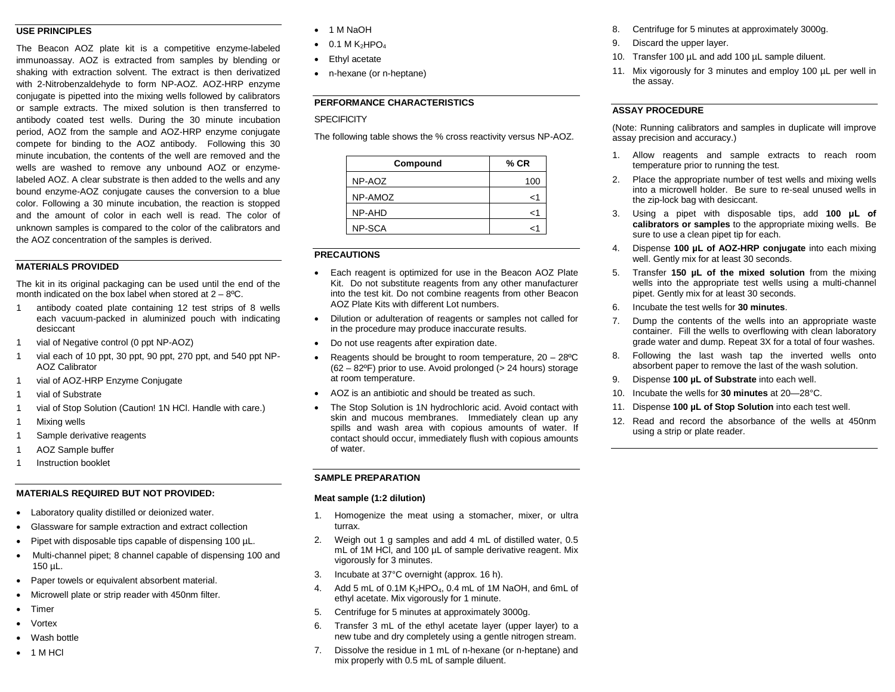## USE PRINCIPLES

The Beacon AOZ plate kit is a competitive enzyme-labeled immunoassay. AOZ is extracted from samples by blending or shaking with extraction solvent. The extract is then derivatized with 2-Nitrobenzaldehyde to form NP-AOZ. AOZ-HRP enzyme conjugate is pipetted into the mixing wells followed by calibrators or sample extracts. The mixed solution is then transferred to antibody coated test wells. During the 30 minute incubation period, AOZ from the sample and AOZ-HRP enzyme conjugate compete for binding to the AOZ antibody. Following this 30 minute incubation, the contents of the well are removed and the wells are washed to remove any unbound AOZ or enzyme-labeled AOZ. A clear substrate is then added to the wells and any bound enzyme-AOZ conjugate causes the conversion to a blue color. Following a 30 minute incubation, the reaction is stopped and the amount of color in each well is read. The color of unknown samples is compared to the color of the calibrators and the AOZ concentration of the samples is derived.

## MATERIALS PROVIDED

The kit in its original packaging can be used until the end of the month indicated on the box label when stored at 2 – 8ºC.

- 1 antibody coated plate containing 12 test strips of 8 wells each vacuum-packed in aluminized pouch with indicating desiccant
- 1 vial of Negative control (0 ppt NP-AOZ)
- 1 vial each of 10 ppt, 30 ppt, 90 ppt, 270 ppt, and 540 ppt NP-AOZ Calibrator
- 1 vial of AOZ-HRP Enzyme Conjugate
- 1 vial of Substrate
- 1 vial of Stop Solution (Caution! 1N HCl. Handle with care.)
- 1 Mixing wells
- 1 Sample derivative reagents
- 1 AOZ Sample buffer
- 1 Instruction booklet

## MATERIALS REQUIRED BUT NOT PROVIDED:

- Laboratory quality distilled or deionized water.
- Glassware for sample extraction and extract collection
- Pipet with disposable tips capable of dispensing 100 µL.
- Multi-channel pipet; 8 channel capable of dispensing 100 and 150 µL.
- Paper towels or equivalent absorbent material.
- Microwell plate or strip reader with 450nm filter.
- Timer
- Vortex
- Wash bottle
- 1 M HCl
- 1 M NaOH
- 0.1 M $K_2HPO_4$
- Ethyl acetate
- n-hexane (or n-heptane)

## PERFORMANCE CHARACTERISTICS

SPECIFICITY

The following table shows the % cross reactivity versus NP-AOZ.

| Compound | % CR |
|---|---|
| NP-AOZ | 100 |
| NP-AMOZ | <1 |
| NP-AHD | <1 |
| NP-SCA | <1 |

## PRECAUTIONS

- Each reagent is optimized for use in the Beacon AOZ Plate Kit. Do not substitute reagents from any other manufacturer into the test kit. Do not combine reagents from other Beacon AOZ Plate Kits with different Lot numbers.
- Dilution or adulteration of reagents or samples not called for in the procedure may produce inaccurate results.
- Do not use reagents after expiration date.
- Reagents should be brought to room temperature, 20 – 28ºC (62 – 82ºF) prior to use. Avoid prolonged (> 24 hours) storage at room temperature.
- AOZ is an antibiotic and should be treated as such.
- The Stop Solution is 1N hydrochloric acid. Avoid contact with skin and mucous membranes. Immediately clean up any spills and wash area with copious amounts of water. If contact should occur, immediately flush with copious amounts of water.

## SAMPLE PREPARATION

**Meat sample (1:2 dilution)**

1. Homogenize the meat using a stomacher, mixer, or ultra turrax.
2. Weigh out 1 g samples and add 4 mL of distilled water, 0.5 mL of 1M HCl, and 100 µL of sample derivative reagent. Mix vigorously for 3 minutes.
3. Incubate at 37°C overnight (approx. 16 h).
4. Add 5 mL of 0.1M $K_2HPO_4$, 0.4 mL of 1M NaOH, and 6mL of ethyl acetate. Mix vigorously for 1 minute.
5. Centrifuge for 5 minutes at approximately 3000g.
6. Transfer 3 mL of the ethyl acetate layer (upper layer) to a new tube and dry completely using a gentle nitrogen stream.
7. Dissolve the residue in 1 mL of n-hexane (or n-heptane) and mix properly with 0.5 mL of sample diluent.
8. Centrifuge for 5 minutes at approximately 3000g.
9. Discard the upper layer.
10. Transfer 100 µL and add 100 µL sample diluent.
11. Mix vigorously for 3 minutes and employ 100 µL per well in the assay.

## ASSAY PROCEDURE

(Note: Running calibrators and samples in duplicate will improve assay precision and accuracy.)

1. Allow reagents and sample extracts to reach room temperature prior to running the test.
2. Place the appropriate number of test wells and mixing wells into a microwell holder. Be sure to re-seal unused wells in the zip-lock bag with desiccant.
3. Using a pipet with disposable tips, add **100 µL of calibrators or samples** to the appropriate mixing wells. Be sure to use a clean pipet tip for each.
4. Dispense **100 µL of AOZ-HRP conjugate** into each mixing well. Gently mix for at least 30 seconds.
5. Transfer **150 µL of the mixed solution** from the mixing wells into the appropriate test wells using a multi-channel pipet. Gently mix for at least 30 seconds.
6. Incubate the test wells for **30 minutes**.
7. Dump the contents of the wells into an appropriate waste container. Fill the wells to overflowing with clean laboratory grade water and dump. Repeat 3X for a total of four washes.
8. Following the last wash tap the inverted wells onto absorbent paper to remove the last of the wash solution.
9. Dispense **100 µL of Substrate** into each well.
10. Incubate the wells for **30 minutes** at 20—28°C.
11. Dispense **100 µL of Stop Solution** into each test well.
12. Read and record the absorbance of the wells at 450nm using a strip or plate reader.